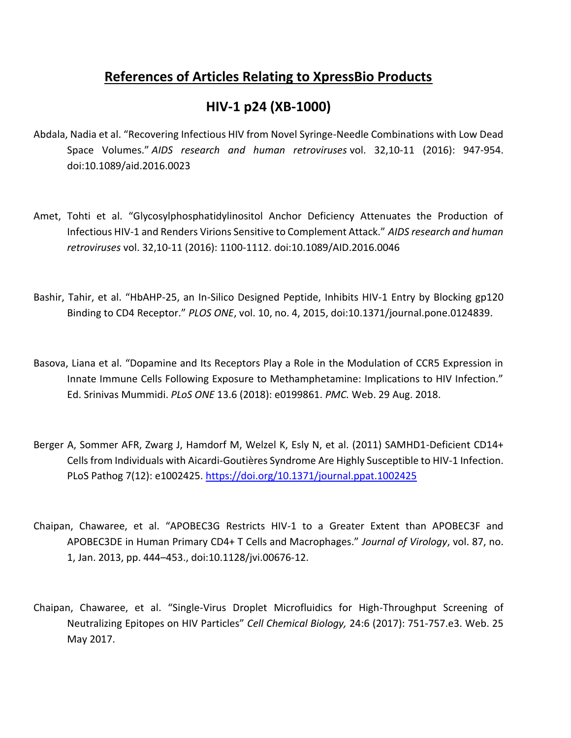# References of Articles Relating to XpressBio Products

## HIV-1 p24 (XB-1000)

Abdala, Nadia et al. "Recovering Infectious HIV from Novel Syringe-Needle Combinations with Low Dead Space Volumes." *AIDS research and human retroviruses* vol. 32,10-11 (2016): 947-954. doi:10.1089/aid.2016.0023

Amet, Tohti et al. "Glycosylphosphatidylinositol Anchor Deficiency Attenuates the Production of Infectious HIV-1 and Renders Virions Sensitive to Complement Attack." *AIDS research and human retroviruses* vol. 32,10-11 (2016): 1100-1112. doi:10.1089/AID.2016.0046

Bashir, Tahir, et al. "HbAHP-25, an In-Silico Designed Peptide, Inhibits HIV-1 Entry by Blocking gp120 Binding to CD4 Receptor." *PLOS ONE*, vol. 10, no. 4, 2015, doi:10.1371/journal.pone.0124839.

Basova, Liana et al. "Dopamine and Its Receptors Play a Role in the Modulation of CCR5 Expression in Innate Immune Cells Following Exposure to Methamphetamine: Implications to HIV Infection." Ed. Srinivas Mummidi. *PLoS ONE* 13.6 (2018): e0199861. *PMC.* Web. 29 Aug. 2018.

Berger A, Sommer AFR, Zwarg J, Hamdorf M, Welzel K, Esly N, et al. (2011) SAMHD1-Deficient CD14+ Cells from Individuals with Aicardi-Goutières Syndrome Are Highly Susceptible to HIV-1 Infection. PLoS Pathog 7(12): e1002425. https://doi.org/10.1371/journal.ppat.1002425

Chaipan, Chawaree, et al. "APOBEC3G Restricts HIV-1 to a Greater Extent than APOBEC3F and APOBEC3DE in Human Primary CD4+ T Cells and Macrophages." *Journal of Virology*, vol. 87, no. 1, Jan. 2013, pp. 444–453., doi:10.1128/jvi.00676-12.

Chaipan, Chawaree, et al. "Single-Virus Droplet Microfluidics for High-Throughput Screening of Neutralizing Epitopes on HIV Particles" *Cell Chemical Biology,* 24:6 (2017): 751-757.e3. Web. 25 May 2017.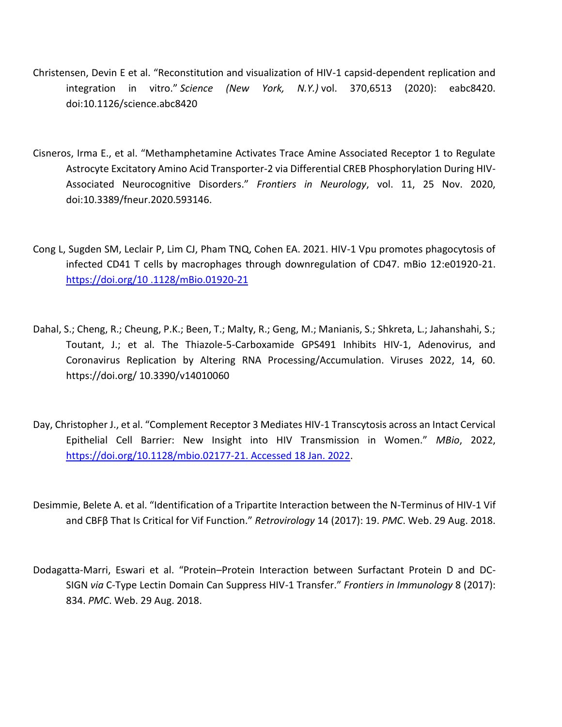Christensen, Devin E et al. “Reconstitution and visualization of HIV-1 capsid-dependent replication and integration in vitro.” *Science (New York, N.Y.)* vol. 370,6513 (2020): eabc8420. doi:10.1126/science.abc8420

Cisneros, Irma E., et al. “Methamphetamine Activates Trace Amine Associated Receptor 1 to Regulate Astrocyte Excitatory Amino Acid Transporter-2 via Differential CREB Phosphorylation During HIV-Associated Neurocognitive Disorders.” *Frontiers in Neurology*, vol. 11, 25 Nov. 2020, doi:10.3389/fneur.2020.593146.

Cong L, Sugden SM, Leclair P, Lim CJ, Pham TNQ, Cohen EA. 2021. HIV-1 Vpu promotes phagocytosis of infected CD41 T cells by macrophages through downregulation of CD47. mBio 12:e01920-21. [https://doi.org/10 .1128/mBio.01920-21](https://doi.org/10.1128/mBio.01920-21)

Dahal, S.; Cheng, R.; Cheung, P.K.; Been, T.; Malty, R.; Geng, M.; Manianis, S.; Shkreta, L.; Jahanshahi, S.; Toutant, J.; et al. The Thiazole-5-Carboxamide GPS491 Inhibits HIV-1, Adenovirus, and Coronavirus Replication by Altering RNA Processing/Accumulation. Viruses 2022, 14, 60. https://doi.org/ 10.3390/v14010060

Day, Christopher J., et al. “Complement Receptor 3 Mediates HIV-1 Transcytosis across an Intact Cervical Epithelial Cell Barrier: New Insight into HIV Transmission in Women.” *MBio*, 2022, [https://doi.org/10.1128/mbio.02177-21. Accessed 18 Jan. 2022](https://doi.org/10.1128/mbio.02177-21).

Desimmie, Belete A. et al. “Identification of a Tripartite Interaction between the N-Terminus of HIV-1 Vif and CBFβ That Is Critical for Vif Function.” *Retrovirology* 14 (2017): 19. *PMC*. Web. 29 Aug. 2018.

Dodagatta-Marri, Eswari et al. “Protein–Protein Interaction between Surfactant Protein D and DC-SIGN *via* C-Type Lectin Domain Can Suppress HIV-1 Transfer.” *Frontiers in Immunology* 8 (2017): 834. *PMC*. Web. 29 Aug. 2018.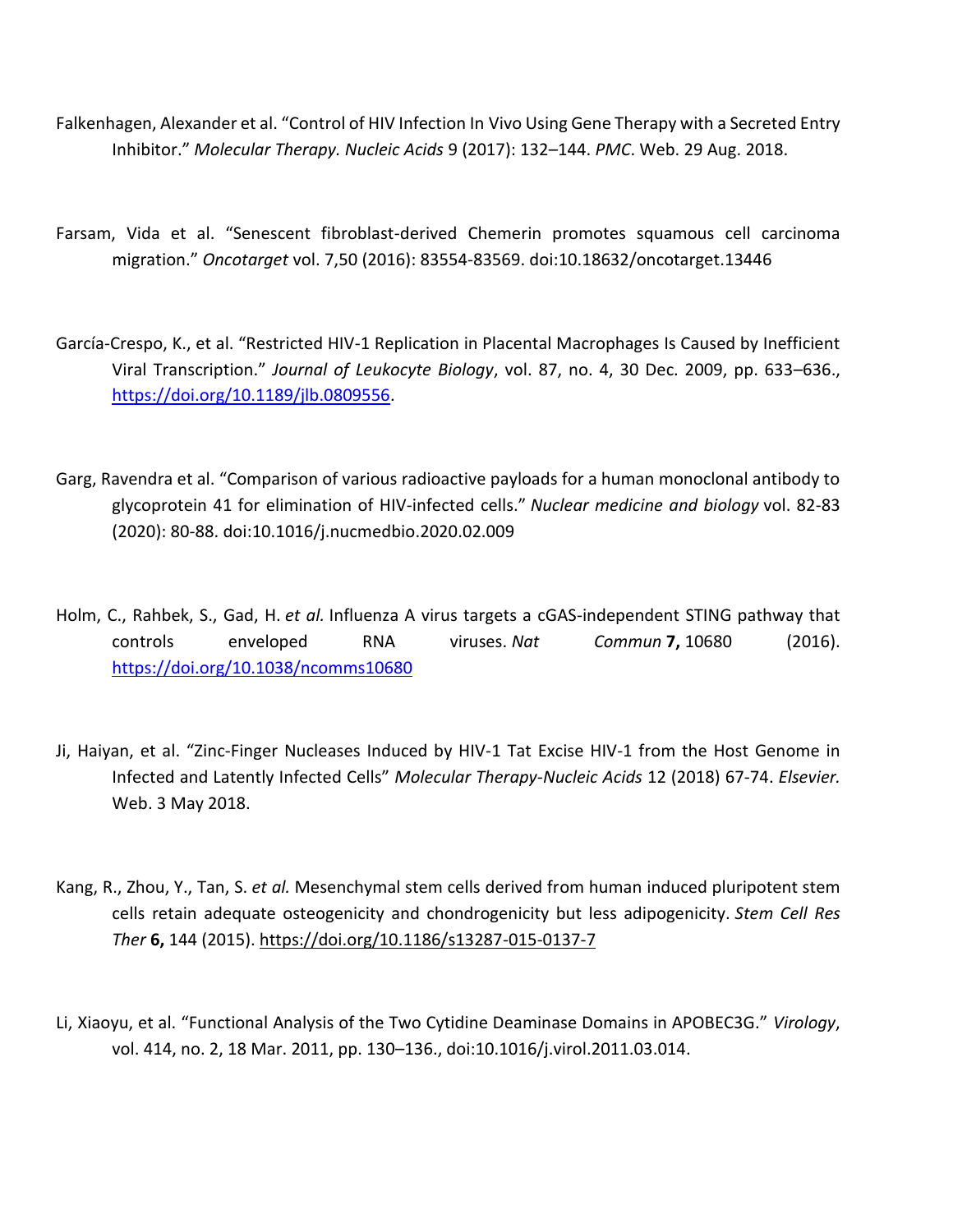Falkenhagen, Alexander et al. “Control of HIV Infection In Vivo Using Gene Therapy with a Secreted Entry Inhibitor.” *Molecular Therapy. Nucleic Acids* 9 (2017): 132–144. *PMC*. Web. 29 Aug. 2018.

Farsam, Vida et al. “Senescent fibroblast-derived Chemerin promotes squamous cell carcinoma migration.” *Oncotarget* vol. 7,50 (2016): 83554-83569. doi:10.18632/oncotarget.13446

García-Crespo, K., et al. “Restricted HIV-1 Replication in Placental Macrophages Is Caused by Inefficient Viral Transcription.” *Journal of Leukocyte Biology*, vol. 87, no. 4, 30 Dec. 2009, pp. 633–636., https://doi.org/10.1189/jlb.0809556.

Garg, Ravendra et al. “Comparison of various radioactive payloads for a human monoclonal antibody to glycoprotein 41 for elimination of HIV-infected cells.” *Nuclear medicine and biology* vol. 82-83 (2020): 80-88. doi:10.1016/j.nucmedbio.2020.02.009

Holm, C., Rahbek, S., Gad, H. *et al.* Influenza A virus targets a cGAS-independent STING pathway that controls enveloped RNA viruses. *Nat Commun* **7,** 10680 (2016). https://doi.org/10.1038/ncomms10680

Ji, Haiyan, et al. “Zinc-Finger Nucleases Induced by HIV-1 Tat Excise HIV-1 from the Host Genome in Infected and Latently Infected Cells” *Molecular Therapy-Nucleic Acids* 12 (2018) 67-74. *Elsevier.* Web. 3 May 2018.

Kang, R., Zhou, Y., Tan, S. *et al.* Mesenchymal stem cells derived from human induced pluripotent stem cells retain adequate osteogenicity and chondrogenicity but less adipogenicity. *Stem Cell Res Ther* **6,** 144 (2015). https://doi.org/10.1186/s13287-015-0137-7

Li, Xiaoyu, et al. “Functional Analysis of the Two Cytidine Deaminase Domains in APOBEC3G.” *Virology*, vol. 414, no. 2, 18 Mar. 2011, pp. 130–136., doi:10.1016/j.virol.2011.03.014.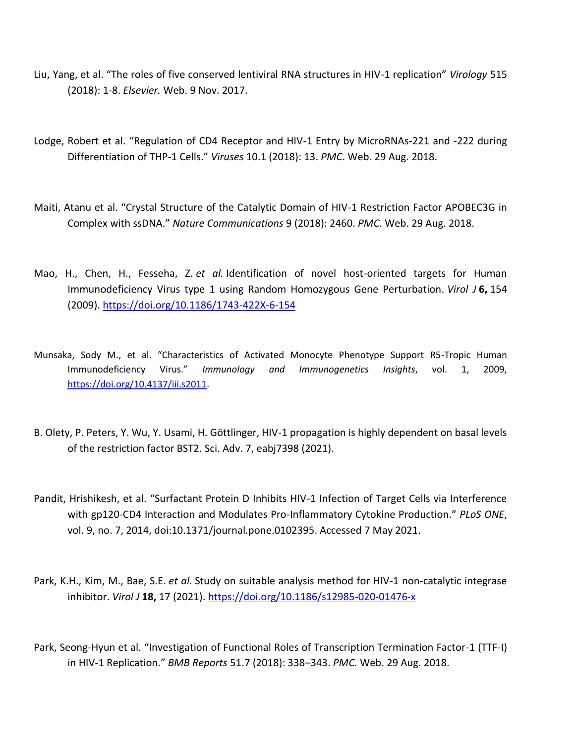Liu, Yang, et al. "The roles of five conserved lentiviral RNA structures in HIV-1 replication" *Virology* 515 (2018): 1-8. *Elsevier.* Web. 9 Nov. 2017.

Lodge, Robert et al. "Regulation of CD4 Receptor and HIV-1 Entry by MicroRNAs-221 and -222 during Differentiation of THP-1 Cells." *Viruses* 10.1 (2018): 13. *PMC*. Web. 29 Aug. 2018.

Maiti, Atanu et al. "Crystal Structure of the Catalytic Domain of HIV-1 Restriction Factor APOBEC3G in Complex with ssDNA." *Nature Communications* 9 (2018): 2460. *PMC*. Web. 29 Aug. 2018.

Mao, H., Chen, H., Fesseha, Z. *et al.* Identification of novel host-oriented targets for Human Immunodeficiency Virus type 1 using Random Homozygous Gene Perturbation. *Virol J* **6,** 154 (2009). https://doi.org/10.1186/1743-422X-6-154

Munsaka, Sody M., et al. "Characteristics of Activated Monocyte Phenotype Support R5-Tropic Human Immunodeficiency Virus." *Immunology and Immunogenetics Insights*, vol. 1, 2009, https://doi.org/10.4137/iii.s2011.

B. Olety, P. Peters, Y. Wu, Y. Usami, H. Göttlinger, HIV-1 propagation is highly dependent on basal levels of the restriction factor BST2. Sci. Adv. 7, eabj7398 (2021).

Pandit, Hrishikesh, et al. "Surfactant Protein D Inhibits HIV-1 Infection of Target Cells via Interference with gp120-CD4 Interaction and Modulates Pro-Inflammatory Cytokine Production." *PLoS ONE*, vol. 9, no. 7, 2014, doi:10.1371/journal.pone.0102395. Accessed 7 May 2021.

Park, K.H., Kim, M., Bae, S.E. *et al.* Study on suitable analysis method for HIV-1 non-catalytic integrase inhibitor. *Virol J* **18,** 17 (2021). https://doi.org/10.1186/s12985-020-01476-x

Park, Seong-Hyun et al. "Investigation of Functional Roles of Transcription Termination Factor-1 (TTF-I) in HIV-1 Replication." *BMB Reports* 51.7 (2018): 338–343. *PMC.* Web. 29 Aug. 2018.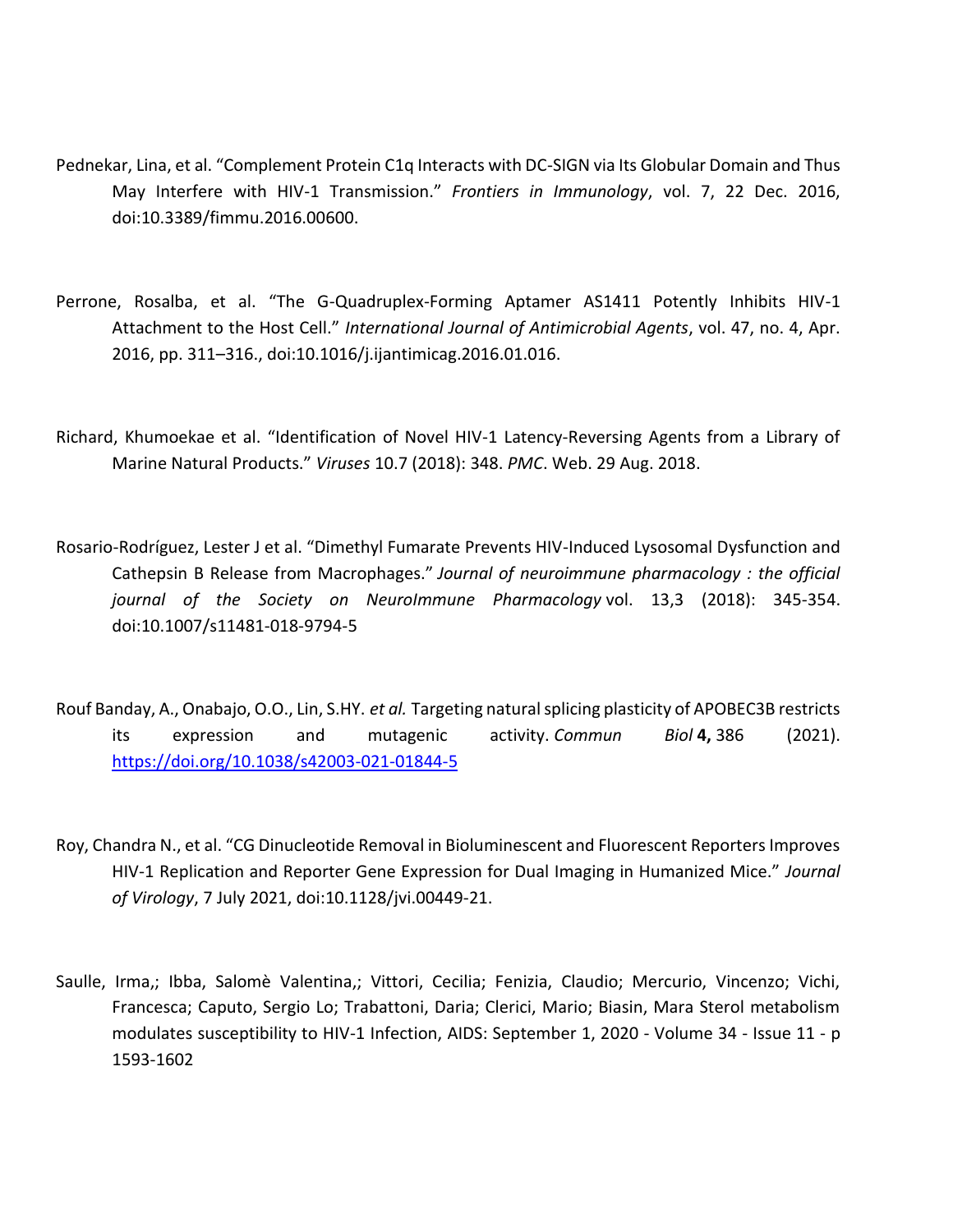Pednekar, Lina, et al. “Complement Protein C1q Interacts with DC-SIGN via Its Globular Domain and Thus May Interfere with HIV-1 Transmission.” *Frontiers in Immunology*, vol. 7, 22 Dec. 2016, doi:10.3389/fimmu.2016.00600.

Perrone, Rosalba, et al. “The G-Quadruplex-Forming Aptamer AS1411 Potently Inhibits HIV-1 Attachment to the Host Cell.” *International Journal of Antimicrobial Agents*, vol. 47, no. 4, Apr. 2016, pp. 311–316., doi:10.1016/j.ijantimicag.2016.01.016.

Richard, Khumoekae et al. “Identification of Novel HIV-1 Latency-Reversing Agents from a Library of Marine Natural Products.” *Viruses* 10.7 (2018): 348. *PMC*. Web. 29 Aug. 2018.

Rosario-Rodríguez, Lester J et al. “Dimethyl Fumarate Prevents HIV-Induced Lysosomal Dysfunction and Cathepsin B Release from Macrophages.” *Journal of neuroimmune pharmacology : the official journal of the Society on NeuroImmune Pharmacology* vol. 13,3 (2018): 345-354. doi:10.1007/s11481-018-9794-5

Rouf Banday, A., Onabajo, O.O., Lin, S.HY. *et al.* Targeting natural splicing plasticity of APOBEC3B restricts its expression and mutagenic activity. *Commun Biol* **4,** 386 (2021). https://doi.org/10.1038/s42003-021-01844-5

Roy, Chandra N., et al. “CG Dinucleotide Removal in Bioluminescent and Fluorescent Reporters Improves HIV-1 Replication and Reporter Gene Expression for Dual Imaging in Humanized Mice.” *Journal of Virology*, 7 July 2021, doi:10.1128/jvi.00449-21.

Saulle, Irma,; Ibba, Salomè Valentina,; Vittori, Cecilia; Fenizia, Claudio; Mercurio, Vincenzo; Vichi, Francesca; Caputo, Sergio Lo; Trabattoni, Daria; Clerici, Mario; Biasin, Mara Sterol metabolism modulates susceptibility to HIV-1 Infection, AIDS: September 1, 2020 - Volume 34 - Issue 11 - p 1593-1602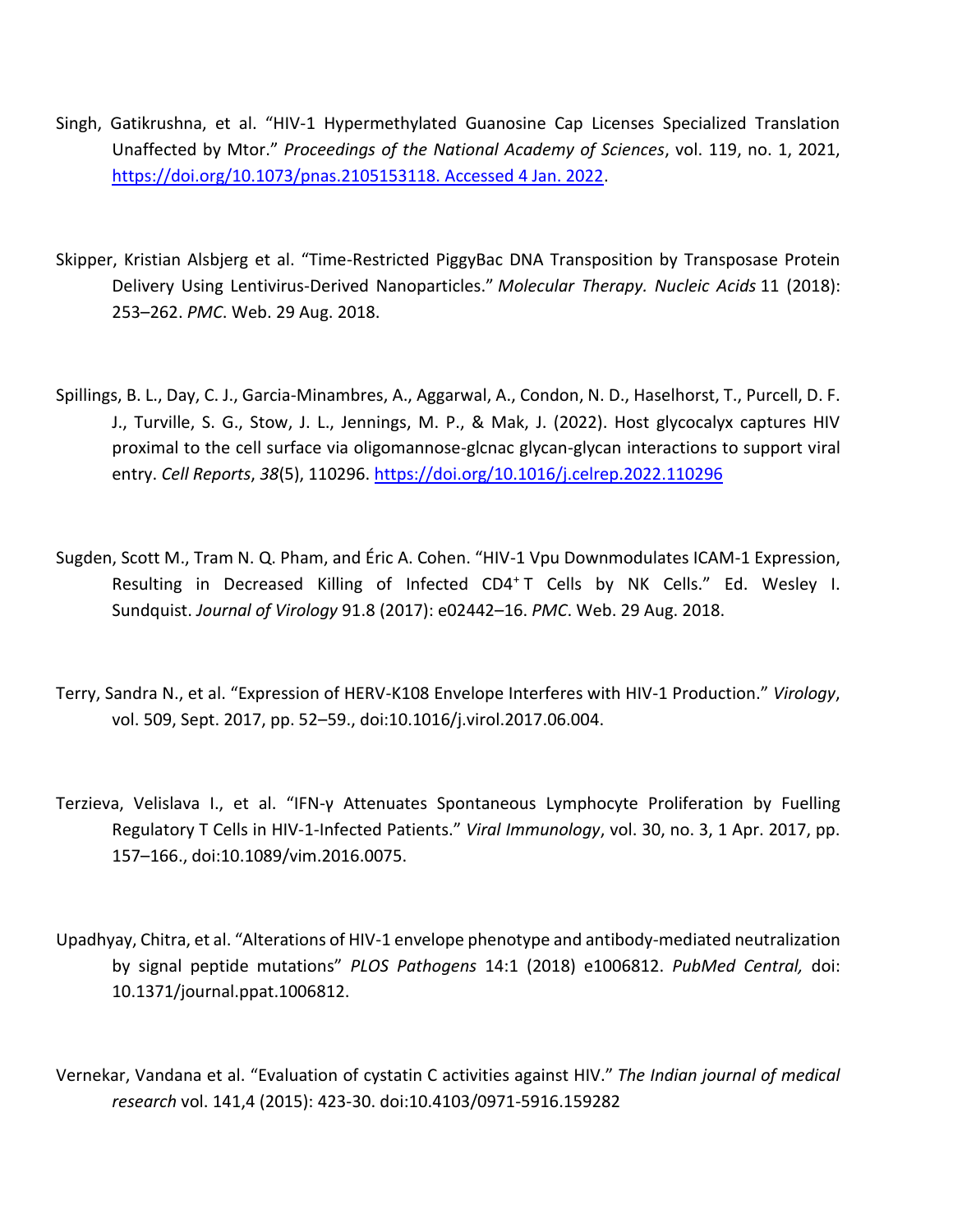Singh, Gatikrushna, et al. "HIV-1 Hypermethylated Guanosine Cap Licenses Specialized Translation Unaffected by Mtor." *Proceedings of the National Academy of Sciences*, vol. 119, no. 1, 2021, [https://doi.org/10.1073/pnas.2105153118. Accessed 4 Jan. 2022](https://doi.org/10.1073/pnas.2105153118).

Skipper, Kristian Alsbjerg et al. "Time-Restricted PiggyBac DNA Transposition by Transposase Protein Delivery Using Lentivirus-Derived Nanoparticles." *Molecular Therapy. Nucleic Acids* 11 (2018): 253–262. *PMC*. Web. 29 Aug. 2018.

Spillings, B. L., Day, C. J., Garcia-Minambres, A., Aggarwal, A., Condon, N. D., Haselhorst, T., Purcell, D. F. J., Turville, S. G., Stow, J. L., Jennings, M. P., & Mak, J. (2022). Host glycocalyx captures HIV proximal to the cell surface via oligomannose-glcnac glycan-glycan interactions to support viral entry. *Cell Reports*, *38*(5), 110296. [https://doi.org/10.1016/j.celrep.2022.110296](https://doi.org/10.1016/j.celrep.2022.110296)

Sugden, Scott M., Tram N. Q. Pham, and Éric A. Cohen. "HIV-1 Vpu Downmodulates ICAM-1 Expression, Resulting in Decreased Killing of Infected CD4+ T Cells by NK Cells." Ed. Wesley I. Sundquist. *Journal of Virology* 91.8 (2017): e02442–16. *PMC*. Web. 29 Aug. 2018.

Terry, Sandra N., et al. "Expression of HERV-K108 Envelope Interferes with HIV-1 Production." *Virology*, vol. 509, Sept. 2017, pp. 52–59., doi:10.1016/j.virol.2017.06.004.

Terzieva, Velislava I., et al. "IFN-γ Attenuates Spontaneous Lymphocyte Proliferation by Fuelling Regulatory T Cells in HIV-1-Infected Patients." *Viral Immunology*, vol. 30, no. 3, 1 Apr. 2017, pp. 157–166., doi:10.1089/vim.2016.0075.

Upadhyay, Chitra, et al. "Alterations of HIV-1 envelope phenotype and antibody-mediated neutralization by signal peptide mutations" *PLOS Pathogens* 14:1 (2018) e1006812. *PubMed Central,* doi: 10.1371/journal.ppat.1006812.

Vernekar, Vandana et al. "Evaluation of cystatin C activities against HIV." *The Indian journal of medical research* vol. 141,4 (2015): 423-30. doi:10.4103/0971-5916.159282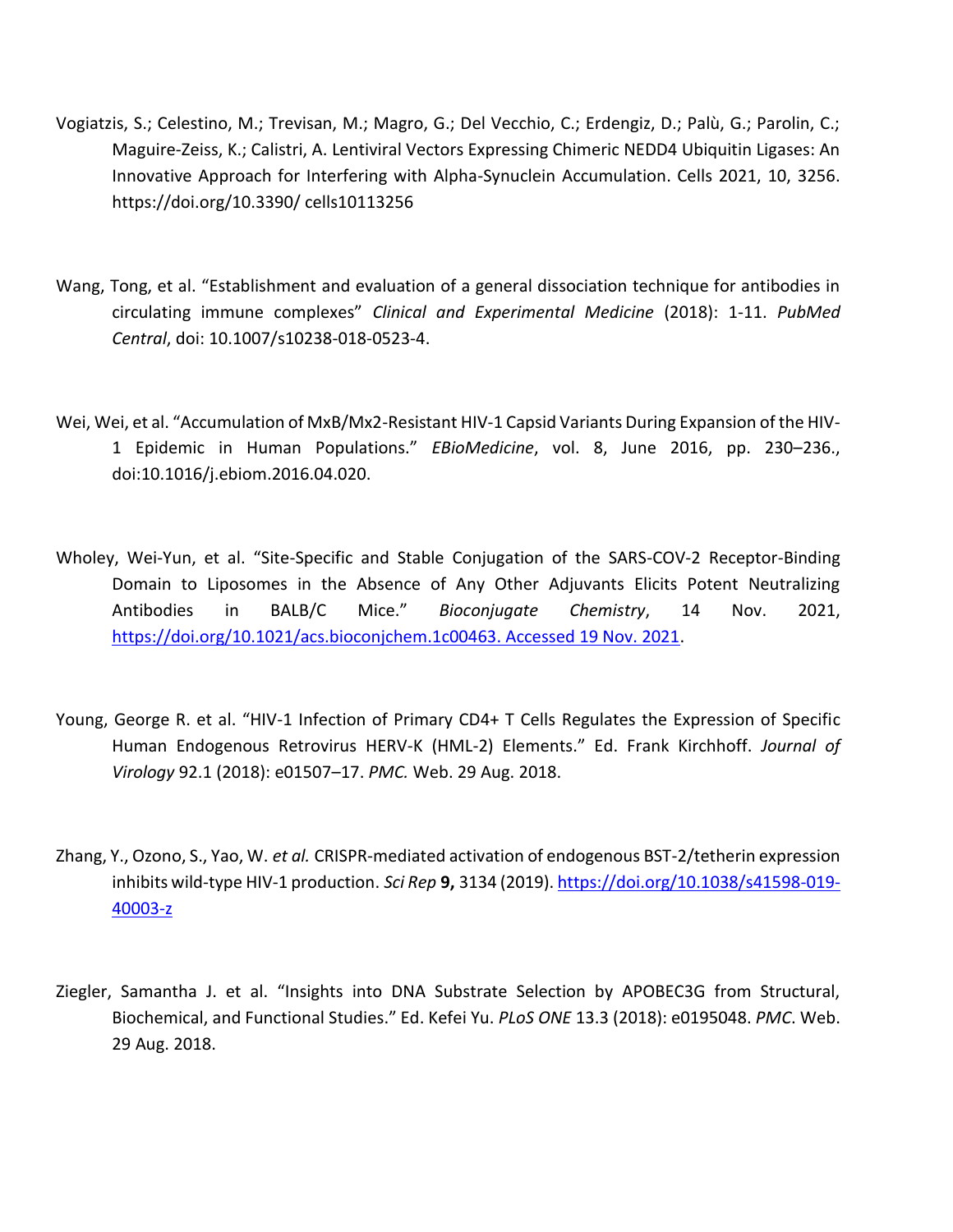Vogiatzis, S.; Celestino, M.; Trevisan, M.; Magro, G.; Del Vecchio, C.; Erdengiz, D.; Palù, G.; Parolin, C.; Maguire-Zeiss, K.; Calistri, A. Lentiviral Vectors Expressing Chimeric NEDD4 Ubiquitin Ligases: An Innovative Approach for Interfering with Alpha-Synuclein Accumulation. Cells 2021, 10, 3256. https://doi.org/10.3390/ cells10113256

Wang, Tong, et al. "Establishment and evaluation of a general dissociation technique for antibodies in circulating immune complexes" *Clinical and Experimental Medicine* (2018): 1-11. *PubMed Central*, doi: 10.1007/s10238-018-0523-4.

Wei, Wei, et al. "Accumulation of MxB/Mx2-Resistant HIV-1 Capsid Variants During Expansion of the HIV-1 Epidemic in Human Populations." *EBioMedicine*, vol. 8, June 2016, pp. 230–236., doi:10.1016/j.ebiom.2016.04.020.

Wholey, Wei-Yun, et al. "Site-Specific and Stable Conjugation of the SARS-COV-2 Receptor-Binding Domain to Liposomes in the Absence of Any Other Adjuvants Elicits Potent Neutralizing Antibodies in BALB/C Mice." *Bioconjugate Chemistry*, 14 Nov. 2021, https://doi.org/10.1021/acs.bioconjchem.1c00463. Accessed 19 Nov. 2021.

Young, George R. et al. "HIV-1 Infection of Primary CD4+ T Cells Regulates the Expression of Specific Human Endogenous Retrovirus HERV-K (HML-2) Elements." Ed. Frank Kirchhoff. *Journal of Virology* 92.1 (2018): e01507–17. *PMC.* Web. 29 Aug. 2018.

Zhang, Y., Ozono, S., Yao, W. *et al.* CRISPR-mediated activation of endogenous BST-2/tetherin expression inhibits wild-type HIV-1 production. *Sci Rep* **9,** 3134 (2019). https://doi.org/10.1038/s41598-019-40003-z

Ziegler, Samantha J. et al. "Insights into DNA Substrate Selection by APOBEC3G from Structural, Biochemical, and Functional Studies." Ed. Kefei Yu. *PLoS ONE* 13.3 (2018): e0195048. *PMC*. Web. 29 Aug. 2018.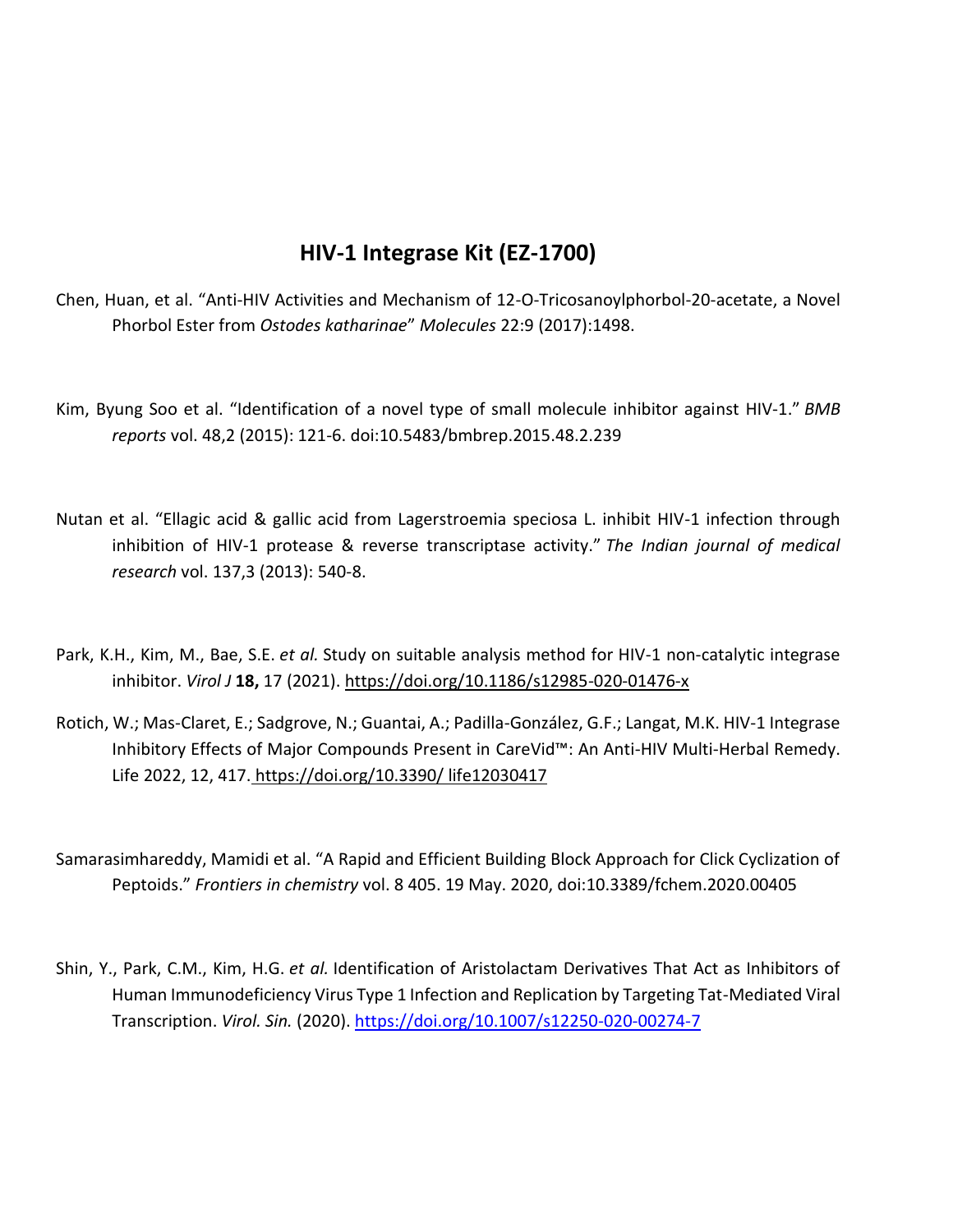## HIV-1 Integrase Kit (EZ-1700)

Chen, Huan, et al. "Anti-HIV Activities and Mechanism of 12-O-Tricosanoylphorbol-20-acetate, a Novel Phorbol Ester from *Ostodes katharinae*" *Molecules* 22:9 (2017):1498.

Kim, Byung Soo et al. "Identification of a novel type of small molecule inhibitor against HIV-1." *BMB reports* vol. 48,2 (2015): 121-6. doi:10.5483/bmbrep.2015.48.2.239

Nutan et al. "Ellagic acid & gallic acid from Lagerstroemia speciosa L. inhibit HIV-1 infection through inhibition of HIV-1 protease & reverse transcriptase activity." *The Indian journal of medical research* vol. 137,3 (2013): 540-8.

Park, K.H., Kim, M., Bae, S.E. *et al.* Study on suitable analysis method for HIV-1 non-catalytic integrase inhibitor. *Virol J* **18,** 17 (2021). https://doi.org/10.1186/s12985-020-01476-x

Rotich, W.; Mas-Claret, E.; Sadgrove, N.; Guantai, A.; Padilla-González, G.F.; Langat, M.K. HIV-1 Integrase Inhibitory Effects of Major Compounds Present in CareVid™: An Anti-HIV Multi-Herbal Remedy. Life 2022, 12, 417. https://doi.org/10.3390/ life12030417

Samarasimhareddy, Mamidi et al. "A Rapid and Efficient Building Block Approach for Click Cyclization of Peptoids." *Frontiers in chemistry* vol. 8 405. 19 May. 2020, doi:10.3389/fchem.2020.00405

Shin, Y., Park, C.M., Kim, H.G. *et al.* Identification of Aristolactam Derivatives That Act as Inhibitors of Human Immunodeficiency Virus Type 1 Infection and Replication by Targeting Tat-Mediated Viral Transcription. *Virol. Sin.* (2020). https://doi.org/10.1007/s12250-020-00274-7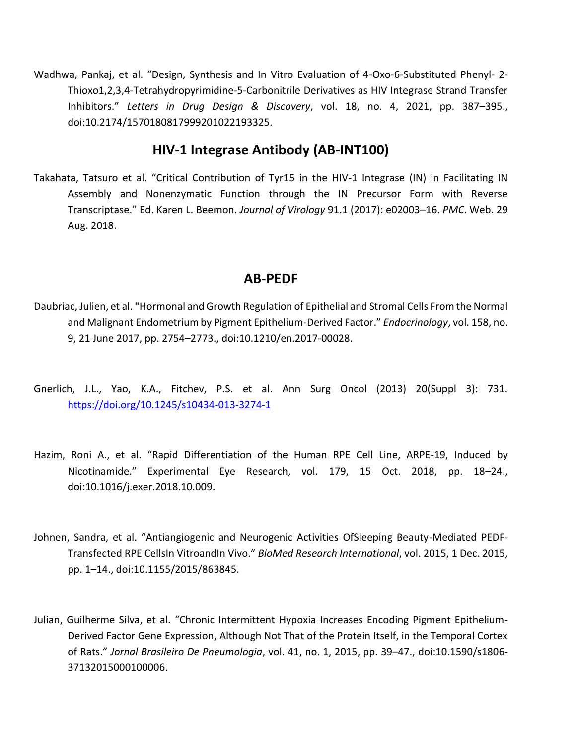Wadhwa, Pankaj, et al. "Design, Synthesis and In Vitro Evaluation of 4-Oxo-6-Substituted Phenyl- 2-Thioxo1,2,3,4-Tetrahydropyrimidine-5-Carbonitrile Derivatives as HIV Integrase Strand Transfer Inhibitors." *Letters in Drug Design & Discovery*, vol. 18, no. 4, 2021, pp. 387–395., doi:10.2174/1570180817999201022193325.

## HIV-1 Integrase Antibody (AB-INT100)

Takahata, Tatsuro et al. "Critical Contribution of Tyr15 in the HIV-1 Integrase (IN) in Facilitating IN Assembly and Nonenzymatic Function through the IN Precursor Form with Reverse Transcriptase." Ed. Karen L. Beemon. *Journal of Virology* 91.1 (2017): e02003–16. *PMC*. Web. 29 Aug. 2018.

## AB-PEDF

Daubriac, Julien, et al. "Hormonal and Growth Regulation of Epithelial and Stromal Cells From the Normal and Malignant Endometrium by Pigment Epithelium-Derived Factor." *Endocrinology*, vol. 158, no. 9, 21 June 2017, pp. 2754–2773., doi:10.1210/en.2017-00028.

Gnerlich, J.L., Yao, K.A., Fitchev, P.S. et al. Ann Surg Oncol (2013) 20(Suppl 3): 731. https://doi.org/10.1245/s10434-013-3274-1

Hazim, Roni A., et al. "Rapid Differentiation of the Human RPE Cell Line, ARPE-19, Induced by Nicotinamide." Experimental Eye Research, vol. 179, 15 Oct. 2018, pp. 18–24., doi:10.1016/j.exer.2018.10.009.

Johnen, Sandra, et al. "Antiangiogenic and Neurogenic Activities OfSleeping Beauty-Mediated PEDF-Transfected RPE CellsIn VitroandIn Vivo." *BioMed Research International*, vol. 2015, 1 Dec. 2015, pp. 1–14., doi:10.1155/2015/863845.

Julian, Guilherme Silva, et al. "Chronic Intermittent Hypoxia Increases Encoding Pigment Epithelium-Derived Factor Gene Expression, Although Not That of the Protein Itself, in the Temporal Cortex of Rats." *Jornal Brasileiro De Pneumologia*, vol. 41, no. 1, 2015, pp. 39–47., doi:10.1590/s1806-37132015000100006.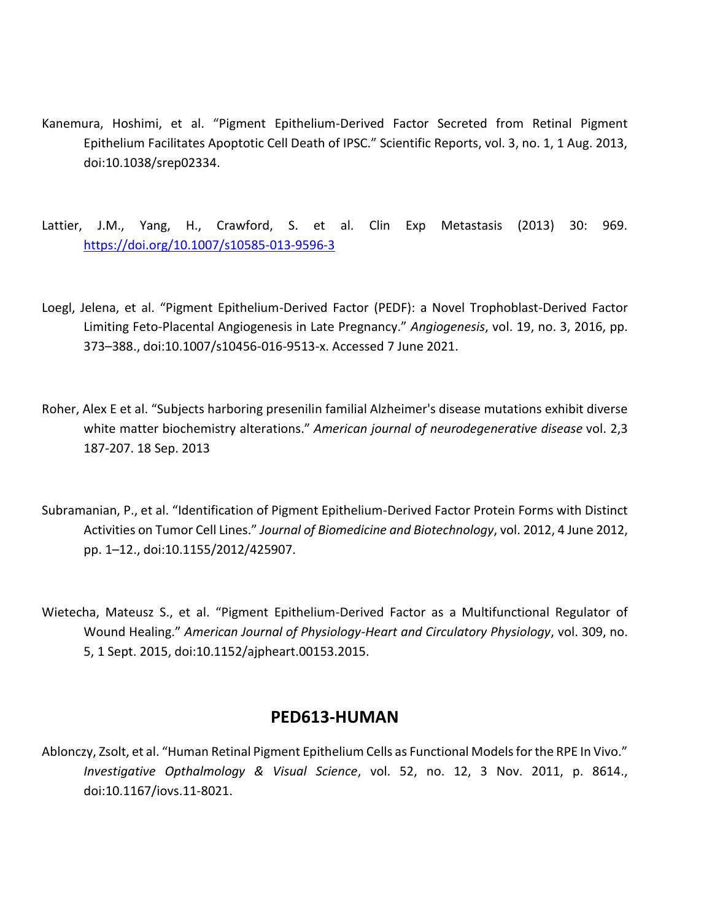Kanemura, Hoshimi, et al. "Pigment Epithelium-Derived Factor Secreted from Retinal Pigment Epithelium Facilitates Apoptotic Cell Death of IPSC." Scientific Reports, vol. 3, no. 1, 1 Aug. 2013, doi:10.1038/srep02334.

Lattier, J.M., Yang, H., Crawford, S. et al. Clin Exp Metastasis (2013) 30: 969. https://doi.org/10.1007/s10585-013-9596-3

Loegl, Jelena, et al. "Pigment Epithelium-Derived Factor (PEDF): a Novel Trophoblast-Derived Factor Limiting Feto-Placental Angiogenesis in Late Pregnancy." *Angiogenesis*, vol. 19, no. 3, 2016, pp. 373–388., doi:10.1007/s10456-016-9513-x. Accessed 7 June 2021.

Roher, Alex E et al. "Subjects harboring presenilin familial Alzheimer's disease mutations exhibit diverse white matter biochemistry alterations." *American journal of neurodegenerative disease* vol. 2,3 187-207. 18 Sep. 2013

Subramanian, P., et al. "Identification of Pigment Epithelium-Derived Factor Protein Forms with Distinct Activities on Tumor Cell Lines." *Journal of Biomedicine and Biotechnology*, vol. 2012, 4 June 2012, pp. 1–12., doi:10.1155/2012/425907.

Wietecha, Mateusz S., et al. "Pigment Epithelium-Derived Factor as a Multifunctional Regulator of Wound Healing." *American Journal of Physiology-Heart and Circulatory Physiology*, vol. 309, no. 5, 1 Sept. 2015, doi:10.1152/ajpheart.00153.2015.

## PED613-HUMAN

Ablonczy, Zsolt, et al. "Human Retinal Pigment Epithelium Cells as Functional Models for the RPE In Vivo." *Investigative Opthalmology & Visual Science*, vol. 52, no. 12, 3 Nov. 2011, p. 8614., doi:10.1167/iovs.11-8021.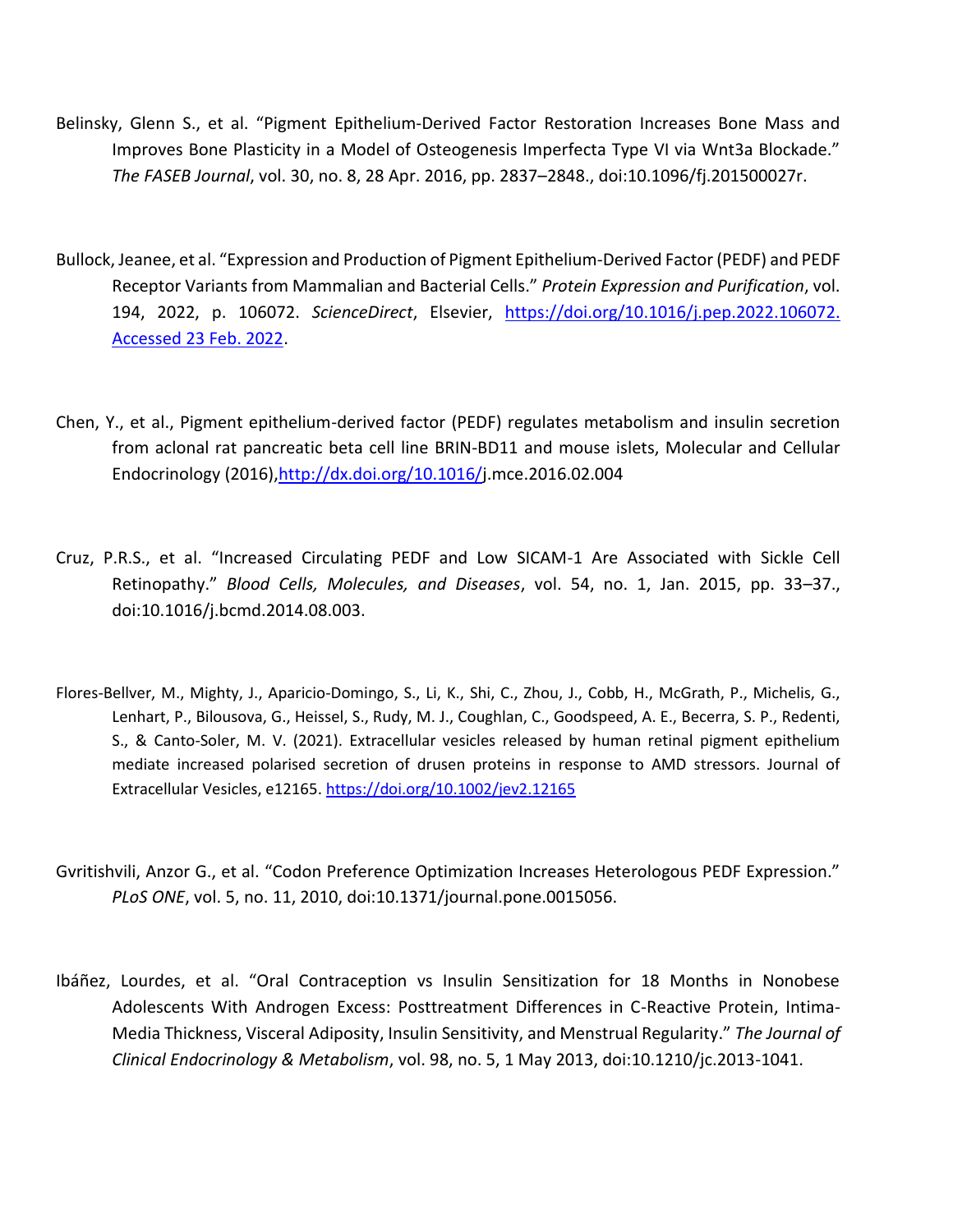Belinsky, Glenn S., et al. "Pigment Epithelium-Derived Factor Restoration Increases Bone Mass and Improves Bone Plasticity in a Model of Osteogenesis Imperfecta Type VI via Wnt3a Blockade." *The FASEB Journal*, vol. 30, no. 8, 28 Apr. 2016, pp. 2837–2848., doi:10.1096/fj.201500027r.

Bullock, Jeanee, et al. "Expression and Production of Pigment Epithelium-Derived Factor (PEDF) and PEDF Receptor Variants from Mammalian and Bacterial Cells." *Protein Expression and Purification*, vol. 194, 2022, p. 106072. *ScienceDirect*, Elsevier, https://doi.org/10.1016/j.pep.2022.106072. Accessed 23 Feb. 2022.

Chen, Y., et al., Pigment epithelium-derived factor (PEDF) regulates metabolism and insulin secretion from aclonal rat pancreatic beta cell line BRIN-BD11 and mouse islets, Molecular and Cellular Endocrinology (2016),http://dx.doi.org/10.1016/j.mce.2016.02.004

Cruz, P.R.S., et al. "Increased Circulating PEDF and Low SICAM-1 Are Associated with Sickle Cell Retinopathy." *Blood Cells, Molecules, and Diseases*, vol. 54, no. 1, Jan. 2015, pp. 33–37., doi:10.1016/j.bcmd.2014.08.003.

Flores-Bellver, M., Mighty, J., Aparicio-Domingo, S., Li, K., Shi, C., Zhou, J., Cobb, H., McGrath, P., Michelis, G., Lenhart, P., Bilousova, G., Heissel, S., Rudy, M. J., Coughlan, C., Goodspeed, A. E., Becerra, S. P., Redenti, S., & Canto-Soler, M. V. (2021). Extracellular vesicles released by human retinal pigment epithelium mediate increased polarised secretion of drusen proteins in response to AMD stressors. Journal of Extracellular Vesicles, e12165. https://doi.org/10.1002/jev2.12165

Gvritishvili, Anzor G., et al. "Codon Preference Optimization Increases Heterologous PEDF Expression." *PLoS ONE*, vol. 5, no. 11, 2010, doi:10.1371/journal.pone.0015056.

Ibáñez, Lourdes, et al. "Oral Contraception vs Insulin Sensitization for 18 Months in Nonobese Adolescents With Androgen Excess: Posttreatment Differences in C-Reactive Protein, Intima-Media Thickness, Visceral Adiposity, Insulin Sensitivity, and Menstrual Regularity." *The Journal of Clinical Endocrinology & Metabolism*, vol. 98, no. 5, 1 May 2013, doi:10.1210/jc.2013-1041.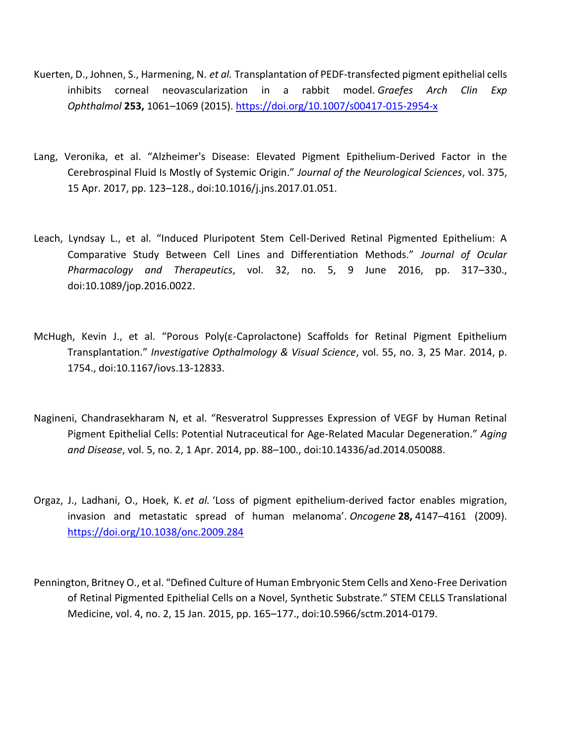Kuerten, D., Johnen, S., Harmening, N. *et al.* Transplantation of PEDF-transfected pigment epithelial cells inhibits corneal neovascularization in a rabbit model. *Graefes Arch Clin Exp Ophthalmol* **253,** 1061–1069 (2015). https://doi.org/10.1007/s00417-015-2954-x

Lang, Veronika, et al. "Alzheimer's Disease: Elevated Pigment Epithelium-Derived Factor in the Cerebrospinal Fluid Is Mostly of Systemic Origin." *Journal of the Neurological Sciences*, vol. 375, 15 Apr. 2017, pp. 123–128., doi:10.1016/j.jns.2017.01.051.

Leach, Lyndsay L., et al. "Induced Pluripotent Stem Cell-Derived Retinal Pigmented Epithelium: A Comparative Study Between Cell Lines and Differentiation Methods." *Journal of Ocular Pharmacology and Therapeutics*, vol. 32, no. 5, 9 June 2016, pp. 317–330., doi:10.1089/jop.2016.0022.

McHugh, Kevin J., et al. "Porous Poly(ε-Caprolactone) Scaffolds for Retinal Pigment Epithelium Transplantation." *Investigative Opthalmology & Visual Science*, vol. 55, no. 3, 25 Mar. 2014, p. 1754., doi:10.1167/iovs.13-12833.

Nagineni, Chandrasekharam N, et al. "Resveratrol Suppresses Expression of VEGF by Human Retinal Pigment Epithelial Cells: Potential Nutraceutical for Age-Related Macular Degeneration." *Aging and Disease*, vol. 5, no. 2, 1 Apr. 2014, pp. 88–100., doi:10.14336/ad.2014.050088.

Orgaz, J., Ladhani, O., Hoek, K. *et al.* 'Loss of pigment epithelium-derived factor enables migration, invasion and metastatic spread of human melanoma'. *Oncogene* **28,** 4147–4161 (2009). https://doi.org/10.1038/onc.2009.284

Pennington, Britney O., et al. "Defined Culture of Human Embryonic Stem Cells and Xeno-Free Derivation of Retinal Pigmented Epithelial Cells on a Novel, Synthetic Substrate." STEM CELLS Translational Medicine, vol. 4, no. 2, 15 Jan. 2015, pp. 165–177., doi:10.5966/sctm.2014-0179.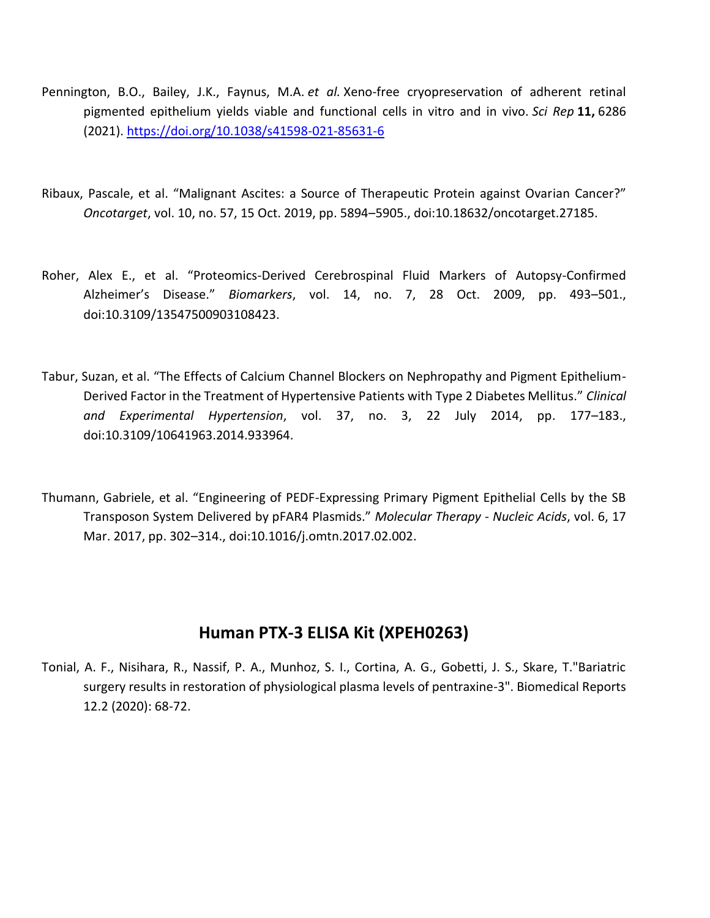Pennington, B.O., Bailey, J.K., Faynus, M.A. *et al.* Xeno-free cryopreservation of adherent retinal pigmented epithelium yields viable and functional cells in vitro and in vivo. *Sci Rep* **11,** 6286 (2021). https://doi.org/10.1038/s41598-021-85631-6

Ribaux, Pascale, et al. "Malignant Ascites: a Source of Therapeutic Protein against Ovarian Cancer?" *Oncotarget*, vol. 10, no. 57, 15 Oct. 2019, pp. 5894–5905., doi:10.18632/oncotarget.27185.

Roher, Alex E., et al. "Proteomics-Derived Cerebrospinal Fluid Markers of Autopsy-Confirmed Alzheimer's Disease." *Biomarkers*, vol. 14, no. 7, 28 Oct. 2009, pp. 493–501., doi:10.3109/13547500903108423.

Tabur, Suzan, et al. "The Effects of Calcium Channel Blockers on Nephropathy and Pigment Epithelium-Derived Factor in the Treatment of Hypertensive Patients with Type 2 Diabetes Mellitus." *Clinical and Experimental Hypertension*, vol. 37, no. 3, 22 July 2014, pp. 177–183., doi:10.3109/10641963.2014.933964.

Thumann, Gabriele, et al. "Engineering of PEDF-Expressing Primary Pigment Epithelial Cells by the SB Transposon System Delivered by pFAR4 Plasmids." *Molecular Therapy - Nucleic Acids*, vol. 6, 17 Mar. 2017, pp. 302–314., doi:10.1016/j.omtn.2017.02.002.

## Human PTX-3 ELISA Kit (XPEH0263)

Tonial, A. F., Nisihara, R., Nassif, P. A., Munhoz, S. I., Cortina, A. G., Gobetti, J. S., Skare, T."Bariatric surgery results in restoration of physiological plasma levels of pentraxine-3". Biomedical Reports 12.2 (2020): 68-72.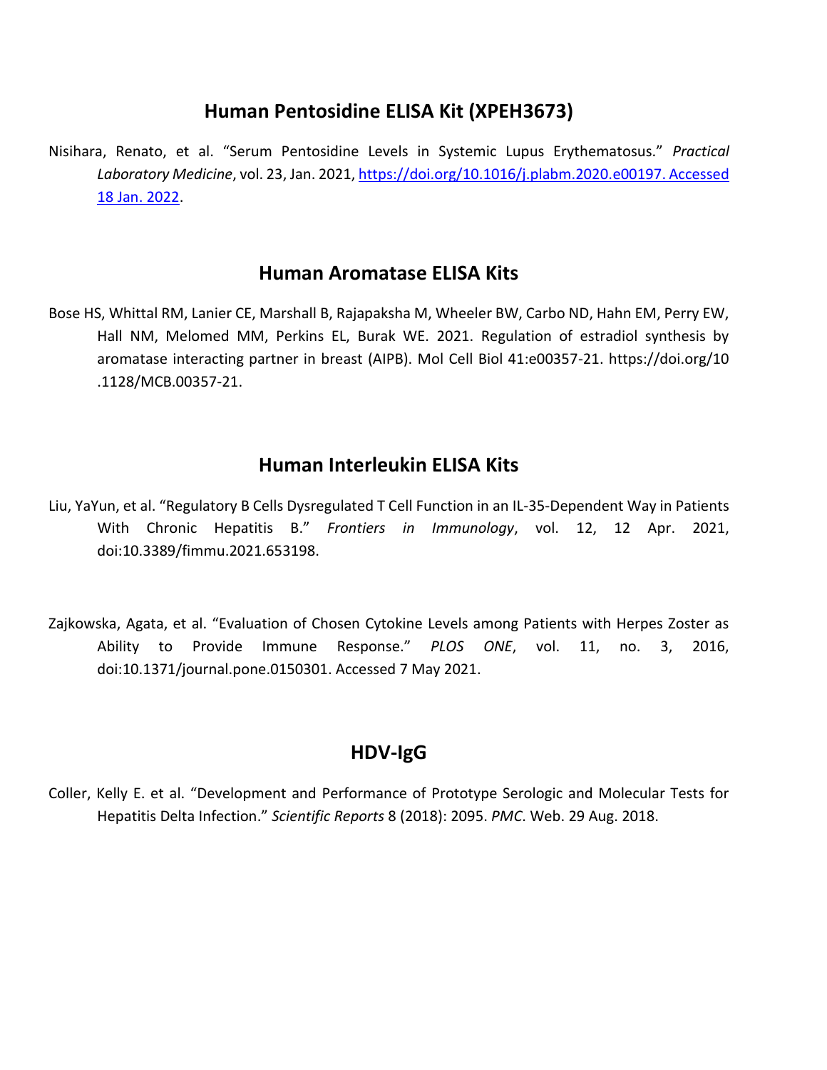## Human Pentosidine ELISA Kit (XPEH3673)

Nisihara, Renato, et al. "Serum Pentosidine Levels in Systemic Lupus Erythematosus." *Practical Laboratory Medicine*, vol. 23, Jan. 2021, [https://doi.org/10.1016/j.plabm.2020.e00197. Accessed 18 Jan. 2022](https://doi.org/10.1016/j.plabm.2020.e00197).

## Human Aromatase ELISA Kits

Bose HS, Whittal RM, Lanier CE, Marshall B, Rajapaksha M, Wheeler BW, Carbo ND, Hahn EM, Perry EW, Hall NM, Melomed MM, Perkins EL, Burak WE. 2021. Regulation of estradiol synthesis by aromatase interacting partner in breast (AIPB). Mol Cell Biol 41:e00357-21. https://doi.org/10.1128/MCB.00357-21.

## Human Interleukin ELISA Kits

Liu, YaYun, et al. "Regulatory B Cells Dysregulated T Cell Function in an IL-35-Dependent Way in Patients With Chronic Hepatitis B." *Frontiers in Immunology*, vol. 12, 12 Apr. 2021, doi:10.3389/fimmu.2021.653198.

Zajkowska, Agata, et al. "Evaluation of Chosen Cytokine Levels among Patients with Herpes Zoster as Ability to Provide Immune Response." *PLOS ONE*, vol. 11, no. 3, 2016, doi:10.1371/journal.pone.0150301. Accessed 7 May 2021.

## HDV-IgG

Coller, Kelly E. et al. "Development and Performance of Prototype Serologic and Molecular Tests for Hepatitis Delta Infection." *Scientific Reports* 8 (2018): 2095. *PMC*. Web. 29 Aug. 2018.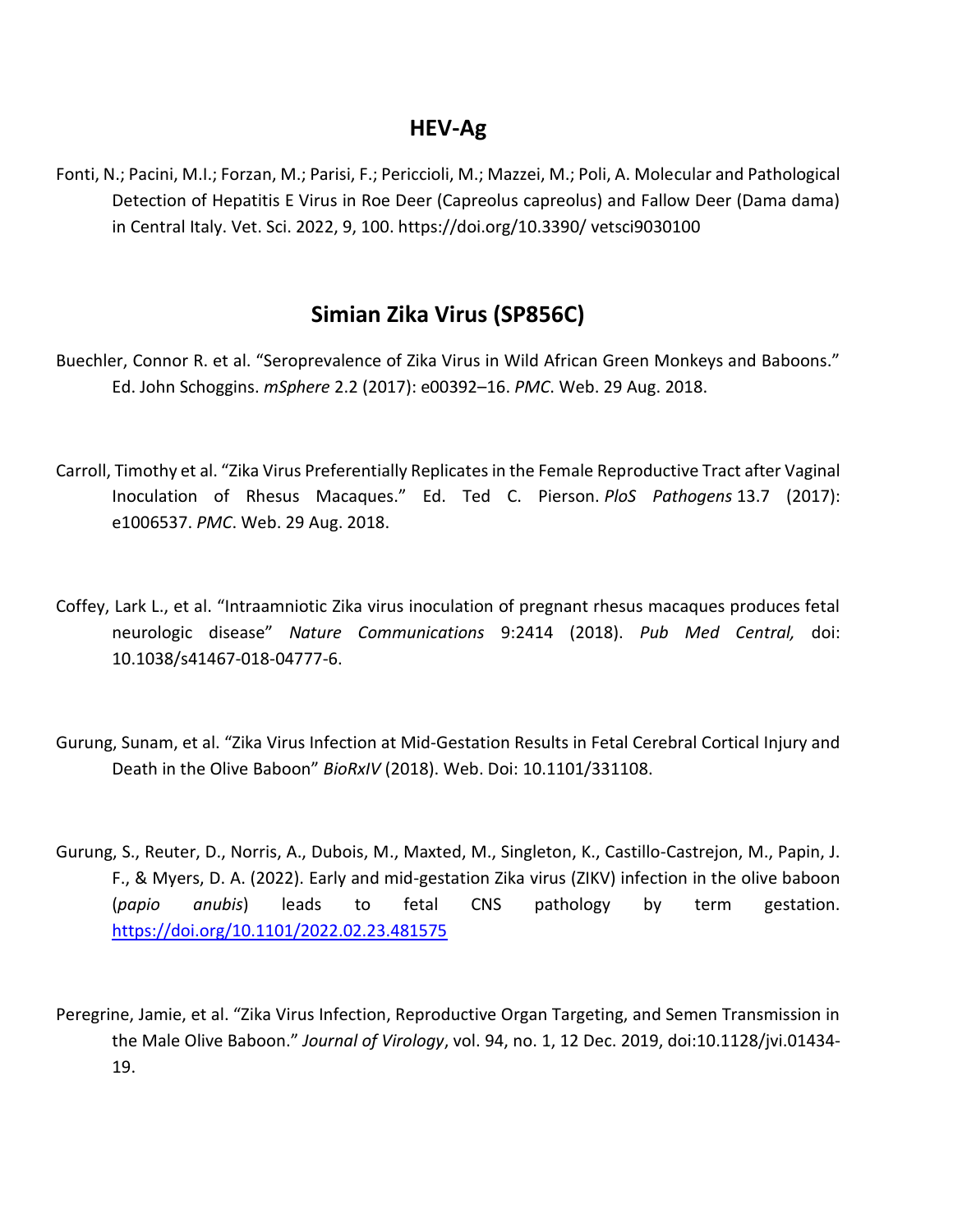## HEV-Ag

Fonti, N.; Pacini, M.I.; Forzan, M.; Parisi, F.; Periccioli, M.; Mazzei, M.; Poli, A. Molecular and Pathological Detection of Hepatitis E Virus in Roe Deer (Capreolus capreolus) and Fallow Deer (Dama dama) in Central Italy. Vet. Sci. 2022, 9, 100. https://doi.org/10.3390/ vetsci9030100

## Simian Zika Virus (SP856C)

Buechler, Connor R. et al. "Seroprevalence of Zika Virus in Wild African Green Monkeys and Baboons." Ed. John Schoggins. *mSphere* 2.2 (2017): e00392–16. *PMC*. Web. 29 Aug. 2018.

Carroll, Timothy et al. "Zika Virus Preferentially Replicates in the Female Reproductive Tract after Vaginal Inoculation of Rhesus Macaques." Ed. Ted C. Pierson. *PloS Pathogens* 13.7 (2017): e1006537. *PMC*. Web. 29 Aug. 2018.

Coffey, Lark L., et al. "Intraamniotic Zika virus inoculation of pregnant rhesus macaques produces fetal neurologic disease" *Nature Communications* 9:2414 (2018). *Pub Med Central,* doi: 10.1038/s41467-018-04777-6.

Gurung, Sunam, et al. "Zika Virus Infection at Mid-Gestation Results in Fetal Cerebral Cortical Injury and Death in the Olive Baboon" *BioRxIV* (2018). Web. Doi: 10.1101/331108.

Gurung, S., Reuter, D., Norris, A., Dubois, M., Maxted, M., Singleton, K., Castillo-Castrejon, M., Papin, J. F., & Myers, D. A. (2022). Early and mid-gestation Zika virus (ZIKV) infection in the olive baboon (*papio anubis*) leads to fetal CNS pathology by term gestation. https://doi.org/10.1101/2022.02.23.481575

Peregrine, Jamie, et al. "Zika Virus Infection, Reproductive Organ Targeting, and Semen Transmission in the Male Olive Baboon." *Journal of Virology*, vol. 94, no. 1, 12 Dec. 2019, doi:10.1128/jvi.01434-19.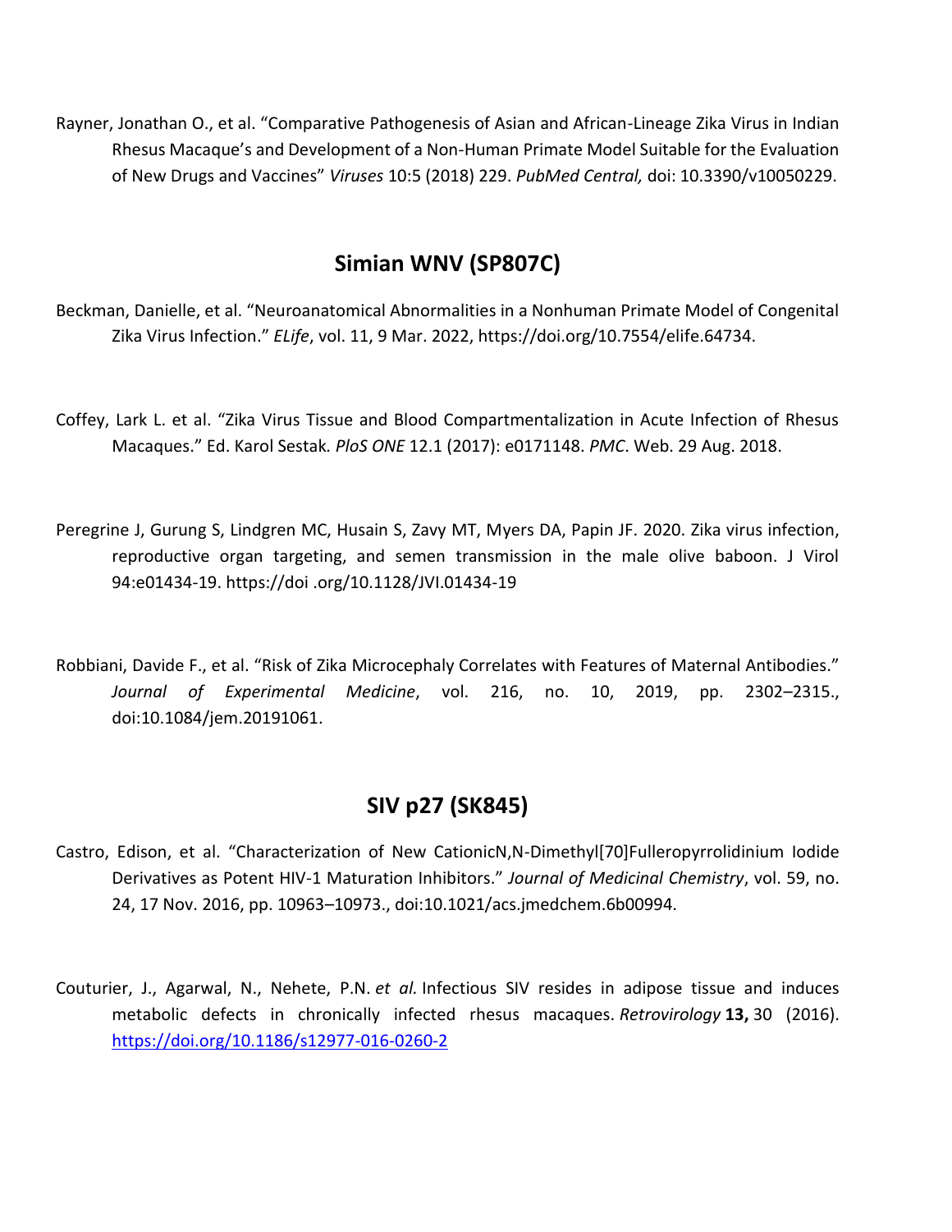Rayner, Jonathan O., et al. "Comparative Pathogenesis of Asian and African-Lineage Zika Virus in Indian Rhesus Macaque's and Development of a Non-Human Primate Model Suitable for the Evaluation of New Drugs and Vaccines" *Viruses* 10:5 (2018) 229. *PubMed Central,* doi: 10.3390/v10050229.

## Simian WNV (SP807C)

Beckman, Danielle, et al. "Neuroanatomical Abnormalities in a Nonhuman Primate Model of Congenital Zika Virus Infection." *ELife*, vol. 11, 9 Mar. 2022, https://doi.org/10.7554/elife.64734.

Coffey, Lark L. et al. "Zika Virus Tissue and Blood Compartmentalization in Acute Infection of Rhesus Macaques." Ed. Karol Sestak. *PloS ONE* 12.1 (2017): e0171148. *PMC*. Web. 29 Aug. 2018.

Peregrine J, Gurung S, Lindgren MC, Husain S, Zavy MT, Myers DA, Papin JF. 2020. Zika virus infection, reproductive organ targeting, and semen transmission in the male olive baboon. J Virol 94:e01434-19. https://doi .org/10.1128/JVI.01434-19

Robbiani, Davide F., et al. "Risk of Zika Microcephaly Correlates with Features of Maternal Antibodies." *Journal of Experimental Medicine*, vol. 216, no. 10, 2019, pp. 2302–2315., doi:10.1084/jem.20191061.

## SIV p27 (SK845)

Castro, Edison, et al. "Characterization of New CationicN,N-Dimethyl[70]Fulleropyrrolidinium Iodide Derivatives as Potent HIV-1 Maturation Inhibitors." *Journal of Medicinal Chemistry*, vol. 59, no. 24, 17 Nov. 2016, pp. 10963–10973., doi:10.1021/acs.jmedchem.6b00994.

Couturier, J., Agarwal, N., Nehete, P.N. *et al.* Infectious SIV resides in adipose tissue and induces metabolic defects in chronically infected rhesus macaques. *Retrovirology* **13,** 30 (2016). https://doi.org/10.1186/s12977-016-0260-2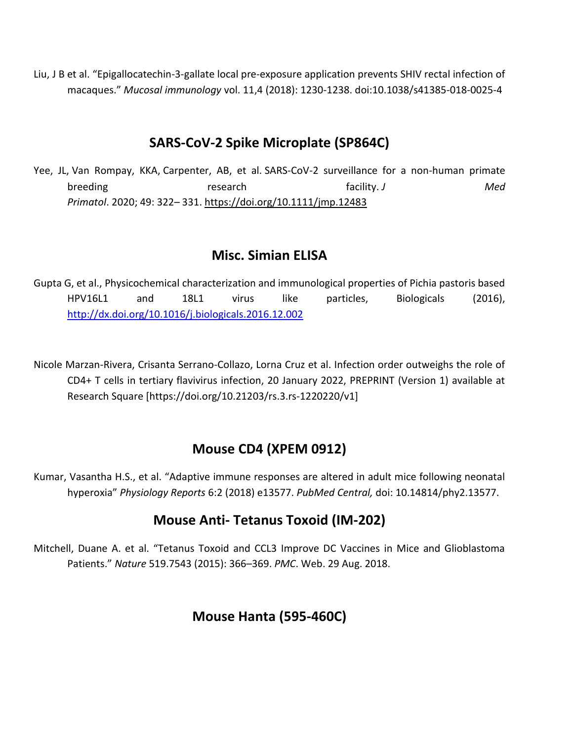Liu, J B et al. “Epigallocatechin-3-gallate local pre-exposure application prevents SHIV rectal infection of macaques.” *Mucosal immunology* vol. 11,4 (2018): 1230-1238. doi:10.1038/s41385-018-0025-4

## SARS-CoV-2 Spike Microplate (SP864C)

Yee, JL, Van Rompay, KKA, Carpenter, AB, et al. SARS-CoV-2 surveillance for a non-human primate breeding research facility. *J Med Primatol*. 2020; 49: 322– 331. https://doi.org/10.1111/jmp.12483

## Misc. Simian ELISA

Gupta G, et al., Physicochemical characterization and immunological properties of Pichia pastoris based HPV16L1 and 18L1 virus like particles, Biologicals (2016), http://dx.doi.org/10.1016/j.biologicals.2016.12.002

Nicole Marzan-Rivera, Crisanta Serrano-Collazo, Lorna Cruz et al. Infection order outweighs the role of CD4+ T cells in tertiary flavivirus infection, 20 January 2022, PREPRINT (Version 1) available at Research Square [https://doi.org/10.21203/rs.3.rs-1220220/v1]

## Mouse CD4 (XPEM 0912)

Kumar, Vasantha H.S., et al. “Adaptive immune responses are altered in adult mice following neonatal hyperoxia” *Physiology Reports* 6:2 (2018) e13577. *PubMed Central,* doi: 10.14814/phy2.13577.

## Mouse Anti- Tetanus Toxoid (IM-202)

Mitchell, Duane A. et al. “Tetanus Toxoid and CCL3 Improve DC Vaccines in Mice and Glioblastoma Patients.” *Nature* 519.7543 (2015): 366–369. *PMC*. Web. 29 Aug. 2018.

## Mouse Hanta (595-460C)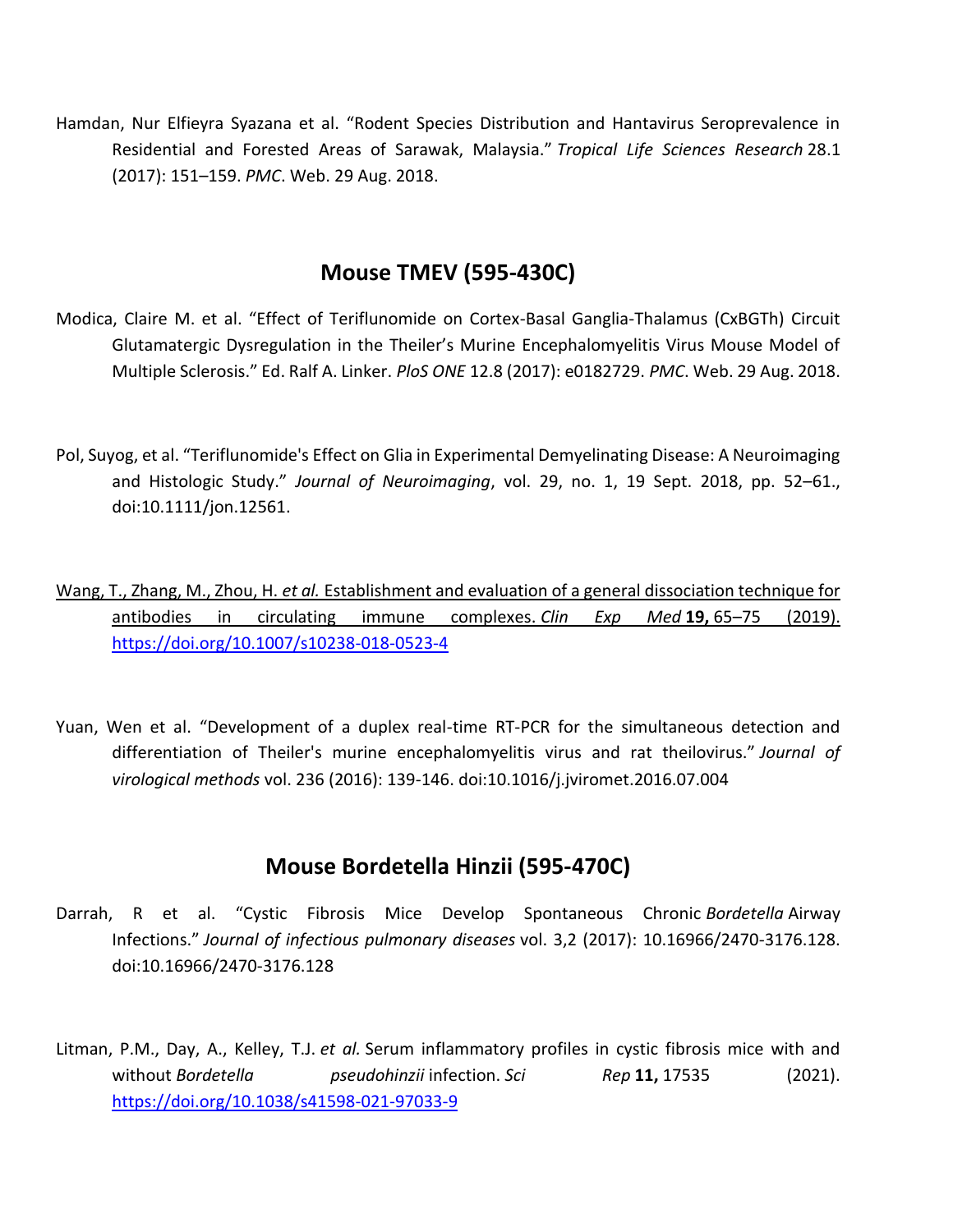Hamdan, Nur Elfieyra Syazana et al. "Rodent Species Distribution and Hantavirus Seroprevalence in Residential and Forested Areas of Sarawak, Malaysia." *Tropical Life Sciences Research* 28.1 (2017): 151–159. *PMC*. Web. 29 Aug. 2018.

## Mouse TMEV (595-430C)

Modica, Claire M. et al. "Effect of Teriflunomide on Cortex-Basal Ganglia-Thalamus (CxBGTh) Circuit Glutamatergic Dysregulation in the Theiler's Murine Encephalomyelitis Virus Mouse Model of Multiple Sclerosis." Ed. Ralf A. Linker. *PloS ONE* 12.8 (2017): e0182729. *PMC*. Web. 29 Aug. 2018.

Pol, Suyog, et al. "Teriflunomide's Effect on Glia in Experimental Demyelinating Disease: A Neuroimaging and Histologic Study." *Journal of Neuroimaging*, vol. 29, no. 1, 19 Sept. 2018, pp. 52–61., doi:10.1111/jon.12561.

Wang, T., Zhang, M., Zhou, H. *et al.* Establishment and evaluation of a general dissociation technique for antibodies in circulating immune complexes. *Clin Exp Med* **19,** 65–75 (2019). https://doi.org/10.1007/s10238-018-0523-4

Yuan, Wen et al. "Development of a duplex real-time RT-PCR for the simultaneous detection and differentiation of Theiler's murine encephalomyelitis virus and rat theilovirus." *Journal of virological methods* vol. 236 (2016): 139-146. doi:10.1016/j.jviromet.2016.07.004

## Mouse Bordetella Hinzii (595-470C)

Darrah, R et al. "Cystic Fibrosis Mice Develop Spontaneous Chronic *Bordetella* Airway Infections." *Journal of infectious pulmonary diseases* vol. 3,2 (2017): 10.16966/2470-3176.128. doi:10.16966/2470-3176.128

Litman, P.M., Day, A., Kelley, T.J. *et al.* Serum inflammatory profiles in cystic fibrosis mice with and without *Bordetella pseudohinzii* infection. *Sci Rep* **11,** 17535 (2021). https://doi.org/10.1038/s41598-021-97033-9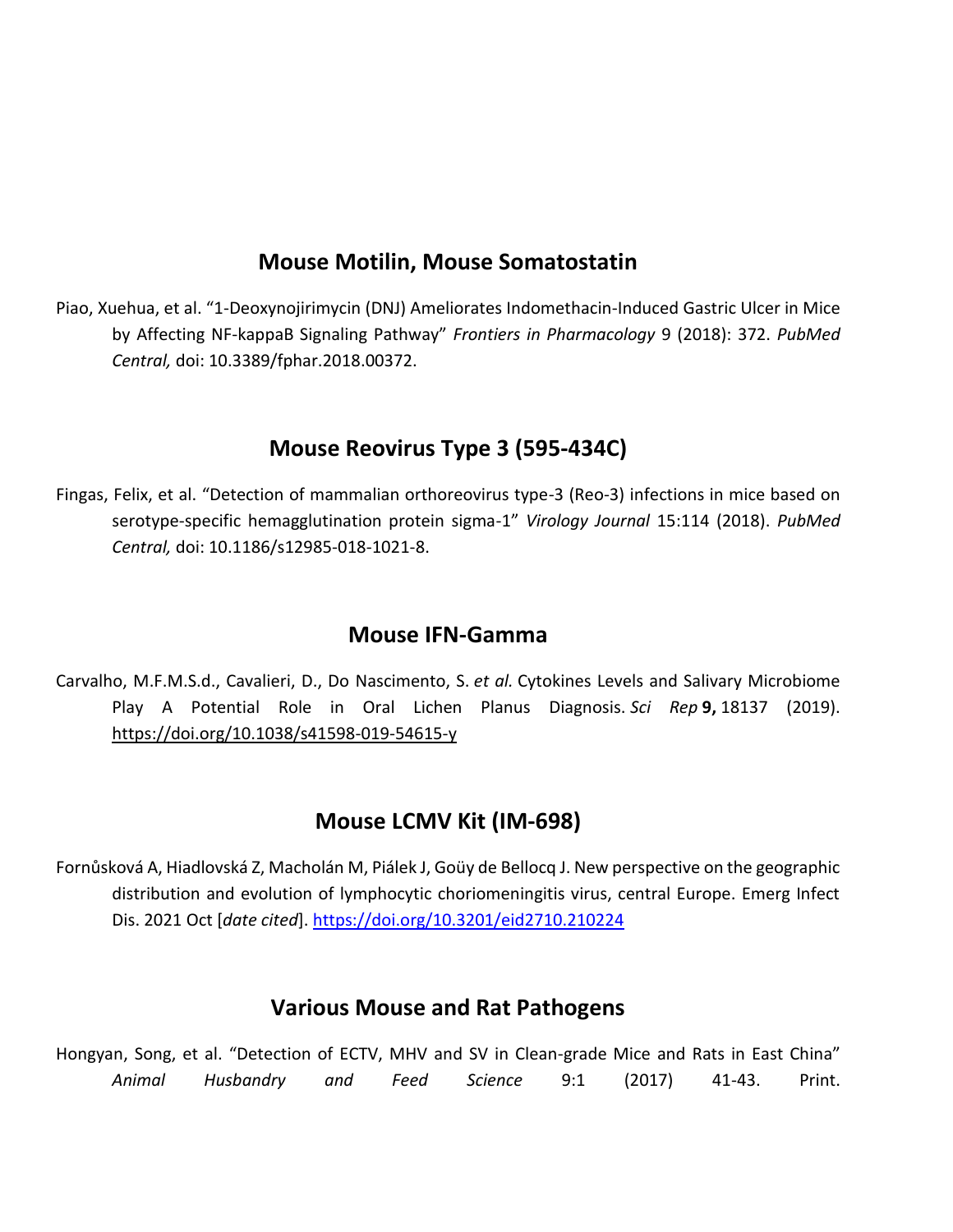## Mouse Motilin, Mouse Somatostatin

Piao, Xuehua, et al. "1-Deoxynojirimycin (DNJ) Ameliorates Indomethacin-Induced Gastric Ulcer in Mice by Affecting NF-kappaB Signaling Pathway" *Frontiers in Pharmacology* 9 (2018): 372. *PubMed Central,* doi: 10.3389/fphar.2018.00372.

## Mouse Reovirus Type 3 (595-434C)

Fingas, Felix, et al. "Detection of mammalian orthoreovirus type-3 (Reo-3) infections in mice based on serotype-specific hemagglutination protein sigma-1" *Virology Journal* 15:114 (2018). *PubMed Central,* doi: 10.1186/s12985-018-1021-8.

## Mouse IFN-Gamma

Carvalho, M.F.M.S.d., Cavalieri, D., Do Nascimento, S. *et al.* Cytokines Levels and Salivary Microbiome Play A Potential Role in Oral Lichen Planus Diagnosis. *Sci Rep* **9,** 18137 (2019). https://doi.org/10.1038/s41598-019-54615-y

## Mouse LCMV Kit (IM-698)

Fornůsková A, Hiadlovská Z, Macholán M, Piálek J, Goüy de Bellocq J. New perspective on the geographic distribution and evolution of lymphocytic choriomeningitis virus, central Europe. Emerg Infect Dis. 2021 Oct [*date cited*]. https://doi.org/10.3201/eid2710.210224

## Various Mouse and Rat Pathogens

Hongyan, Song, et al. "Detection of ECTV, MHV and SV in Clean-grade Mice and Rats in East China" *Animal Husbandry and Feed Science* 9:1 (2017) 41-43. Print.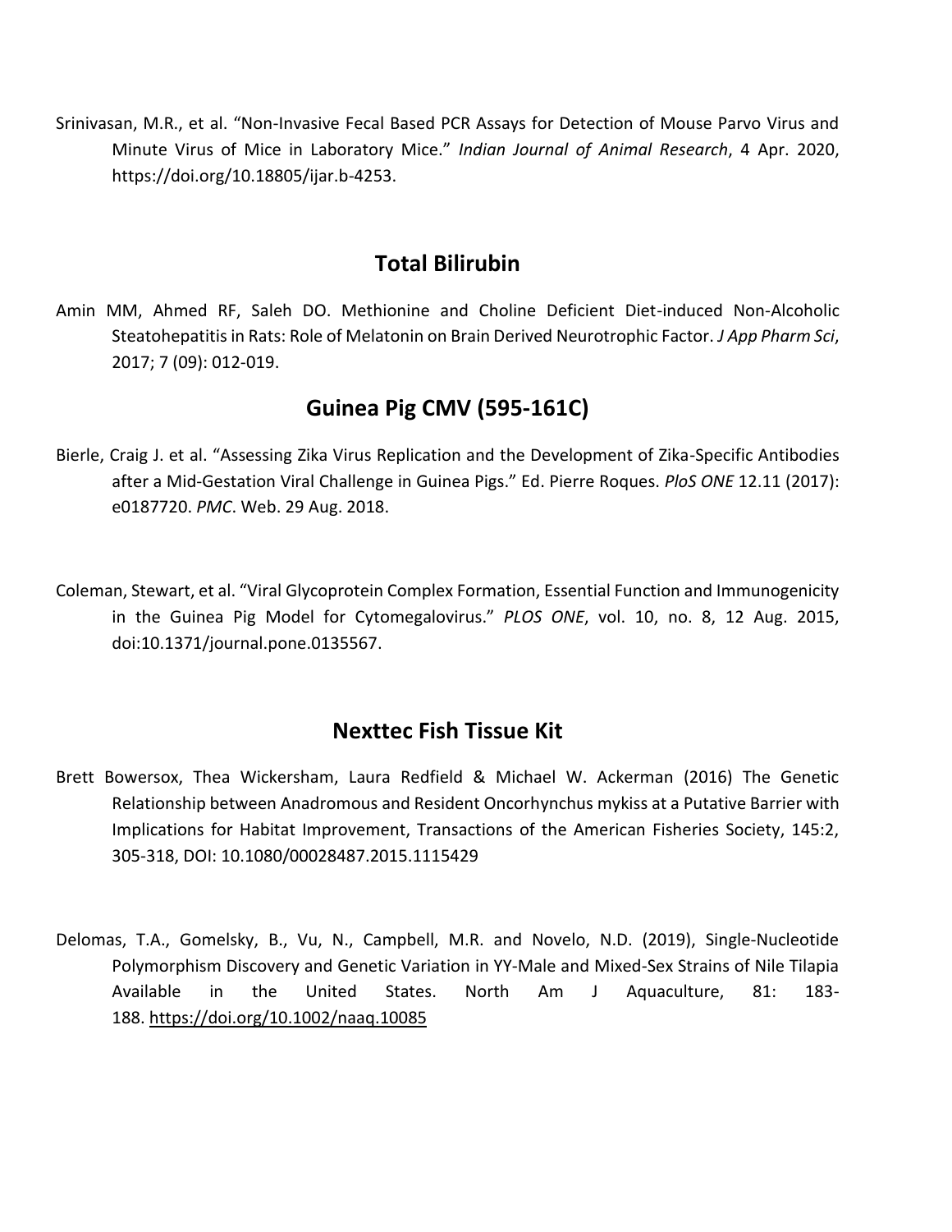Srinivasan, M.R., et al. "Non-Invasive Fecal Based PCR Assays for Detection of Mouse Parvo Virus and Minute Virus of Mice in Laboratory Mice." *Indian Journal of Animal Research*, 4 Apr. 2020, https://doi.org/10.18805/ijar.b-4253.

## Total Bilirubin

Amin MM, Ahmed RF, Saleh DO. Methionine and Choline Deficient Diet-induced Non-Alcoholic Steatohepatitis in Rats: Role of Melatonin on Brain Derived Neurotrophic Factor. *J App Pharm Sci*, 2017; 7 (09): 012-019.

## Guinea Pig CMV (595-161C)

Bierle, Craig J. et al. "Assessing Zika Virus Replication and the Development of Zika-Specific Antibodies after a Mid-Gestation Viral Challenge in Guinea Pigs." Ed. Pierre Roques. *PloS ONE* 12.11 (2017): e0187720. *PMC*. Web. 29 Aug. 2018.

Coleman, Stewart, et al. "Viral Glycoprotein Complex Formation, Essential Function and Immunogenicity in the Guinea Pig Model for Cytomegalovirus." *PLOS ONE*, vol. 10, no. 8, 12 Aug. 2015, doi:10.1371/journal.pone.0135567.

## Nexttec Fish Tissue Kit

Brett Bowersox, Thea Wickersham, Laura Redfield & Michael W. Ackerman (2016) The Genetic Relationship between Anadromous and Resident Oncorhynchus mykiss at a Putative Barrier with Implications for Habitat Improvement, Transactions of the American Fisheries Society, 145:2, 305-318, DOI: 10.1080/00028487.2015.1115429

Delomas, T.A., Gomelsky, B., Vu, N., Campbell, M.R. and Novelo, N.D. (2019), Single-Nucleotide Polymorphism Discovery and Genetic Variation in YY-Male and Mixed-Sex Strains of Nile Tilapia Available in the United States. North Am J Aquaculture, 81: 183-188. https://doi.org/10.1002/naaq.10085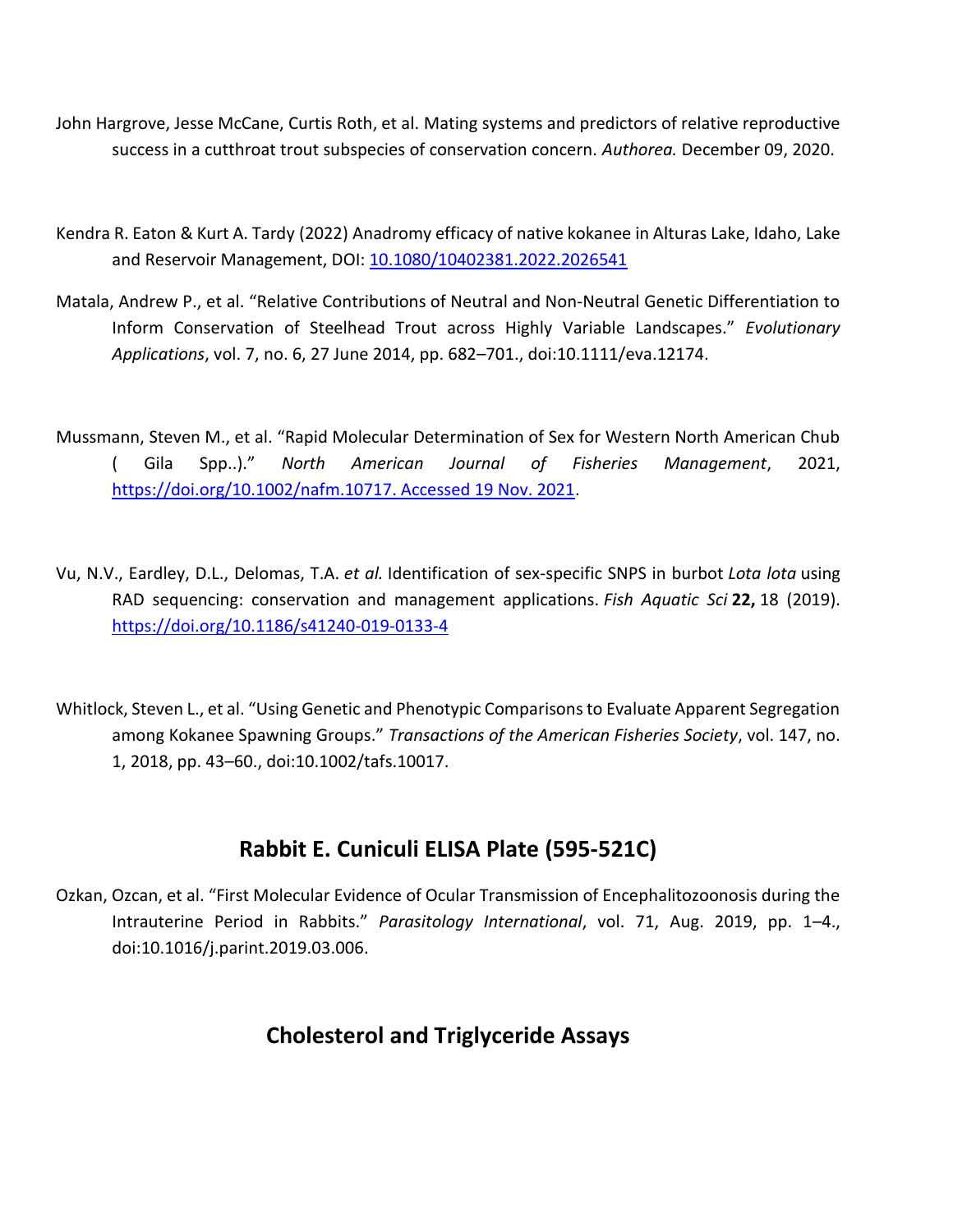John Hargrove, Jesse McCane, Curtis Roth, et al. Mating systems and predictors of relative reproductive success in a cutthroat trout subspecies of conservation concern. *Authorea.* December 09, 2020.

Kendra R. Eaton & Kurt A. Tardy (2022) Anadromy efficacy of native kokanee in Alturas Lake, Idaho, Lake and Reservoir Management, DOI: 10.1080/10402381.2022.2026541

Matala, Andrew P., et al. "Relative Contributions of Neutral and Non-Neutral Genetic Differentiation to Inform Conservation of Steelhead Trout across Highly Variable Landscapes." *Evolutionary Applications*, vol. 7, no. 6, 27 June 2014, pp. 682–701., doi:10.1111/eva.12174.

Mussmann, Steven M., et al. "Rapid Molecular Determination of Sex for Western North American Chub ( Gila Spp..)." *North American Journal of Fisheries Management*, 2021, https://doi.org/10.1002/nafm.10717. Accessed 19 Nov. 2021.

Vu, N.V., Eardley, D.L., Delomas, T.A. *et al.* Identification of sex-specific SNPS in burbot *Lota lota* using RAD sequencing: conservation and management applications. *Fish Aquatic Sci* **22,** 18 (2019). https://doi.org/10.1186/s41240-019-0133-4

Whitlock, Steven L., et al. "Using Genetic and Phenotypic Comparisons to Evaluate Apparent Segregation among Kokanee Spawning Groups." *Transactions of the American Fisheries Society*, vol. 147, no. 1, 2018, pp. 43–60., doi:10.1002/tafs.10017.

## Rabbit E. Cuniculi ELISA Plate (595-521C)

Ozkan, Ozcan, et al. "First Molecular Evidence of Ocular Transmission of Encephalitozoonosis during the Intrauterine Period in Rabbits." *Parasitology International*, vol. 71, Aug. 2019, pp. 1–4., doi:10.1016/j.parint.2019.03.006.

## Cholesterol and Triglyceride Assays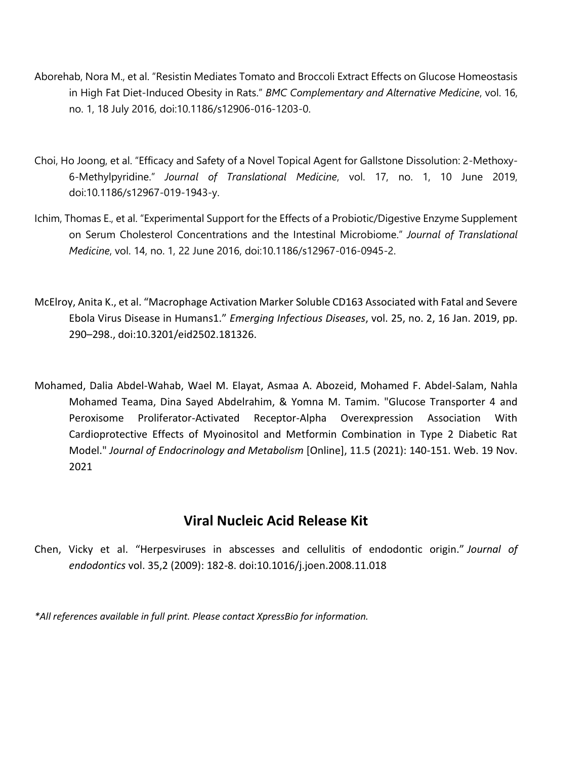Aborehab, Nora M., et al. "Resistin Mediates Tomato and Broccoli Extract Effects on Glucose Homeostasis in High Fat Diet-Induced Obesity in Rats." *BMC Complementary and Alternative Medicine*, vol. 16, no. 1, 18 July 2016, doi:10.1186/s12906-016-1203-0.

Choi, Ho Joong, et al. "Efficacy and Safety of a Novel Topical Agent for Gallstone Dissolution: 2-Methoxy-6-Methylpyridine." *Journal of Translational Medicine*, vol. 17, no. 1, 10 June 2019, doi:10.1186/s12967-019-1943-y.

Ichim, Thomas E., et al. "Experimental Support for the Effects of a Probiotic/Digestive Enzyme Supplement on Serum Cholesterol Concentrations and the Intestinal Microbiome." *Journal of Translational Medicine*, vol. 14, no. 1, 22 June 2016, doi:10.1186/s12967-016-0945-2.

McElroy, Anita K., et al. "Macrophage Activation Marker Soluble CD163 Associated with Fatal and Severe Ebola Virus Disease in Humans1." *Emerging Infectious Diseases*, vol. 25, no. 2, 16 Jan. 2019, pp. 290–298., doi:10.3201/eid2502.181326.

Mohamed, Dalia Abdel-Wahab, Wael M. Elayat, Asmaa A. Abozeid, Mohamed F. Abdel-Salam, Nahla Mohamed Teama, Dina Sayed Abdelrahim, & Yomna M. Tamim. "Glucose Transporter 4 and Peroxisome Proliferator-Activated Receptor-Alpha Overexpression Association With Cardioprotective Effects of Myoinositol and Metformin Combination in Type 2 Diabetic Rat Model." *Journal of Endocrinology and Metabolism* [Online], 11.5 (2021): 140-151. Web. 19 Nov. 2021

## Viral Nucleic Acid Release Kit

Chen, Vicky et al. "Herpesviruses in abscesses and cellulitis of endodontic origin." *Journal of endodontics* vol. 35,2 (2009): 182-8. doi:10.1016/j.joen.2008.11.018

*\*All references available in full print. Please contact XpressBio for information.*